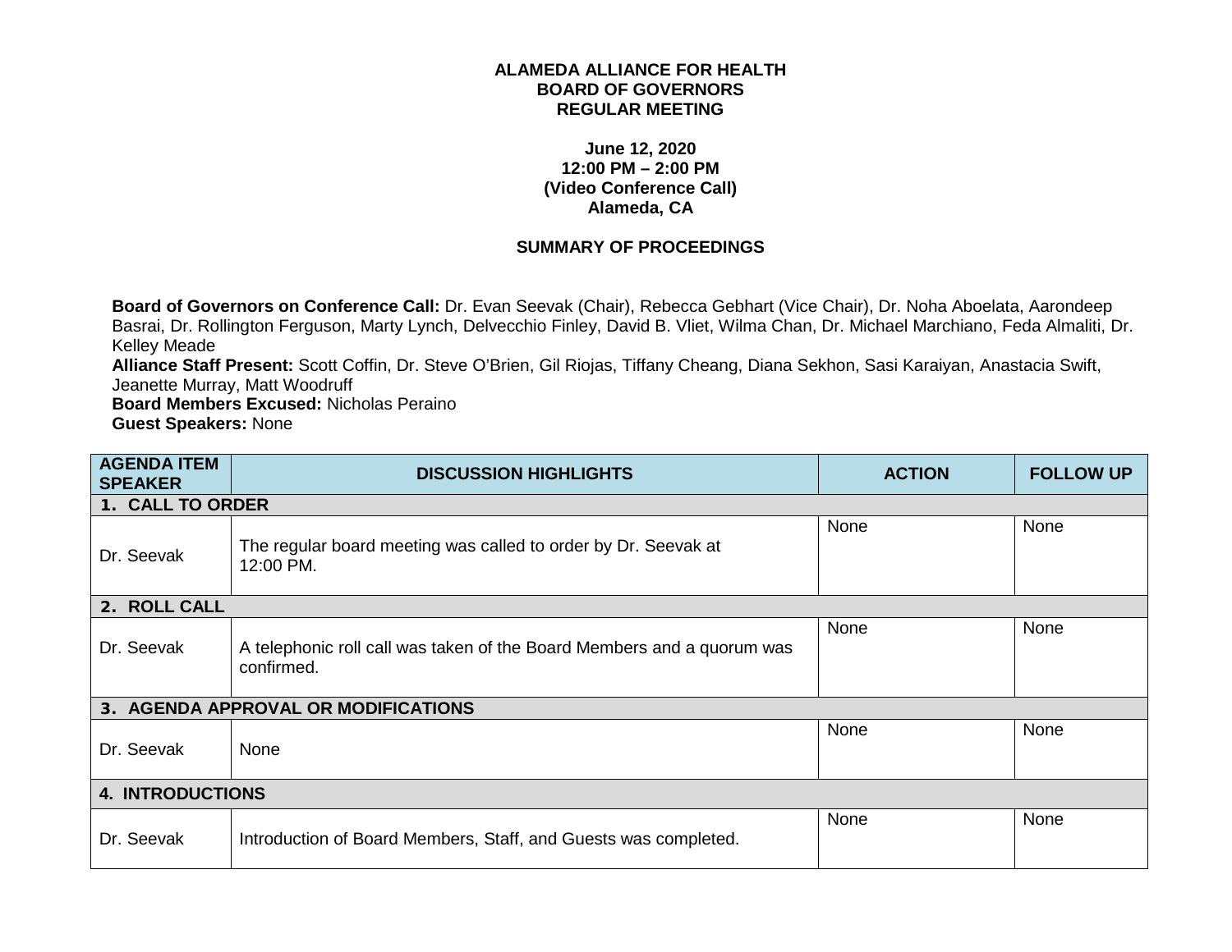**ALAMEDA ALLIANCE FOR HEALTH**
**BOARD OF GOVERNORS**
**REGULAR MEETING**

**June 12, 2020**
**12:00 PM – 2:00 PM**
**(Video Conference Call)**
**Alameda, CA**

**SUMMARY OF PROCEEDINGS**

**Board of Governors on Conference Call:** Dr. Evan Seevak (Chair), Rebecca Gebhart (Vice Chair), Dr. Noha Aboelata, Aarondeep Basrai, Dr. Rollington Ferguson, Marty Lynch, Delvecchio Finley, David B. Vliet, Wilma Chan, Dr. Michael Marchiano, Feda Almaliti, Dr. Kelley Meade
**Alliance Staff Present:** Scott Coffin, Dr. Steve O'Brien, Gil Riojas, Tiffany Cheang, Diana Sekhon, Sasi Karaiyan, Anastacia Swift, Jeanette Murray, Matt Woodruff
**Board Members Excused:** Nicholas Peraino
**Guest Speakers:** None

| AGENDA ITEM SPEAKER | DISCUSSION HIGHLIGHTS | ACTION | FOLLOW UP |
|---|---|---|---|
| **1. CALL TO ORDER** | | | |
| Dr. Seevak | The regular board meeting was called to order by Dr. Seevak at 12:00 PM. | None | None |
| **2. ROLL CALL** | | | |
| Dr. Seevak | A telephonic roll call was taken of the Board Members and a quorum was confirmed. | None | None |
| **3. AGENDA APPROVAL OR MODIFICATIONS** | | | |
| Dr. Seevak | None | None | None |
| **4. INTRODUCTIONS** | | | |
| Dr. Seevak | Introduction of Board Members, Staff, and Guests was completed. | None | None |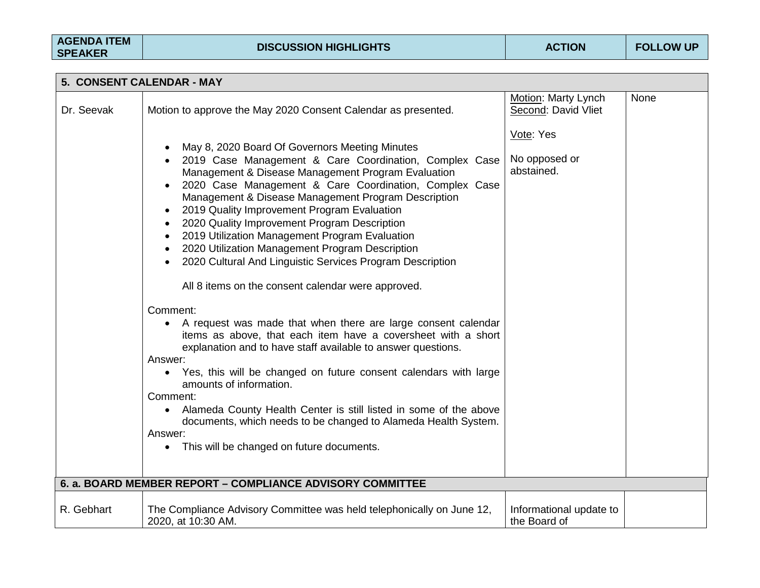| AGENDA ITEM SPEAKER | DISCUSSION HIGHLIGHTS | ACTION | FOLLOW UP |
|---|---|---|---|
| **5. CONSENT CALENDAR - MAY** | | | |
| Dr. Seevak | Motion to approve the May 2020 Consent Calendar as presented.<br><br>• May 8, 2020 Board Of Governors Meeting Minutes<br>• 2019 Case Management & Care Coordination, Complex Case Management & Disease Management Program Evaluation<br>• 2020 Case Management & Care Coordination, Complex Case Management & Disease Management Program Description<br>• 2019 Quality Improvement Program Evaluation<br>• 2020 Quality Improvement Program Description<br>• 2019 Utilization Management Program Evaluation<br>• 2020 Utilization Management Program Description<br>• 2020 Cultural And Linguistic Services Program Description<br><br>All 8 items on the consent calendar were approved.<br><br>Comment:<br>• A request was made that when there are large consent calendar items as above, that each item have a coversheet with a short explanation and to have staff available to answer questions.<br>Answer:<br>• Yes, this will be changed on future consent calendars with large amounts of information.<br>Comment:<br>• Alameda County Health Center is still listed in some of the above documents, which needs to be changed to Alameda Health System.<br>Answer:<br>• This will be changed on future documents. | Motion: Marty Lynch<br>Second: David Vliet<br><br>Vote: Yes<br><br>No opposed or abstained. | None |
| **6. a. BOARD MEMBER REPORT – COMPLIANCE ADVISORY COMMITTEE** | | | |
| R. Gebhart | The Compliance Advisory Committee was held telephonically on June 12, 2020, at 10:30 AM. | Informational update to the Board of | |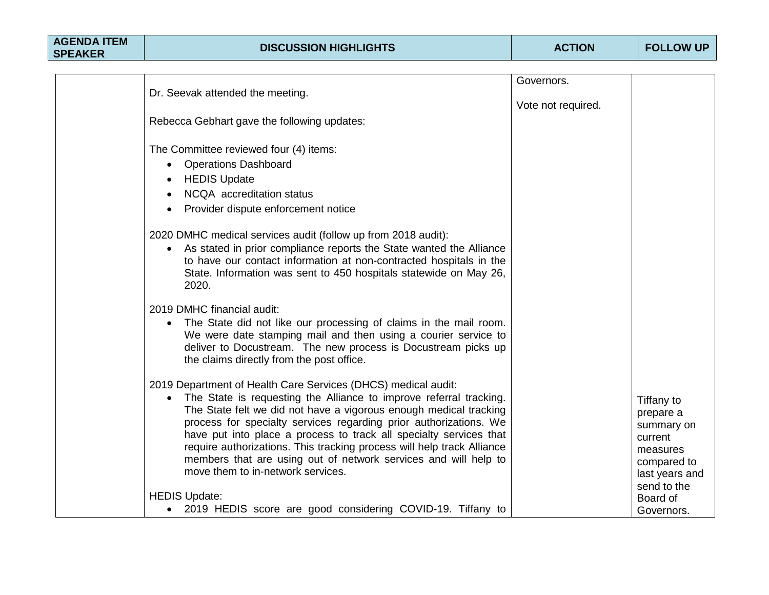| AGENDA ITEM SPEAKER | DISCUSSION HIGHLIGHTS | ACTION | FOLLOW UP |
|---|---|---|---|
| | Dr. Seevak attended the meeting.<br><br>Rebecca Gebhart gave the following updates:<br><br>The Committee reviewed four (4) items:<br>• Operations Dashboard<br>• HEDIS Update<br>• NCQA accreditation status<br>• Provider dispute enforcement notice<br><br>2020 DMHC medical services audit (follow up from 2018 audit):<br>• As stated in prior compliance reports the State wanted the Alliance to have our contact information at non-contracted hospitals in the State. Information was sent to 450 hospitals statewide on May 26, 2020.<br><br>2019 DMHC financial audit:<br>• The State did not like our processing of claims in the mail room. We were date stamping mail and then using a courier service to deliver to Docustream. The new process is Docustream picks up the claims directly from the post office.<br><br>2019 Department of Health Care Services (DHCS) medical audit:<br>• The State is requesting the Alliance to improve referral tracking. The State felt we did not have a vigorous enough medical tracking process for specialty services regarding prior authorizations. We have put into place a process to track all specialty services that require authorizations. This tracking process will help track Alliance members that are using out of network services and will help to move them to in-network services.<br><br>HEDIS Update:<br>• 2019 HEDIS score are good considering COVID-19. Tiffany to | Governors.<br><br>Vote not required. | Tiffany to prepare a summary on current measures compared to last years and send to the Board of Governors. |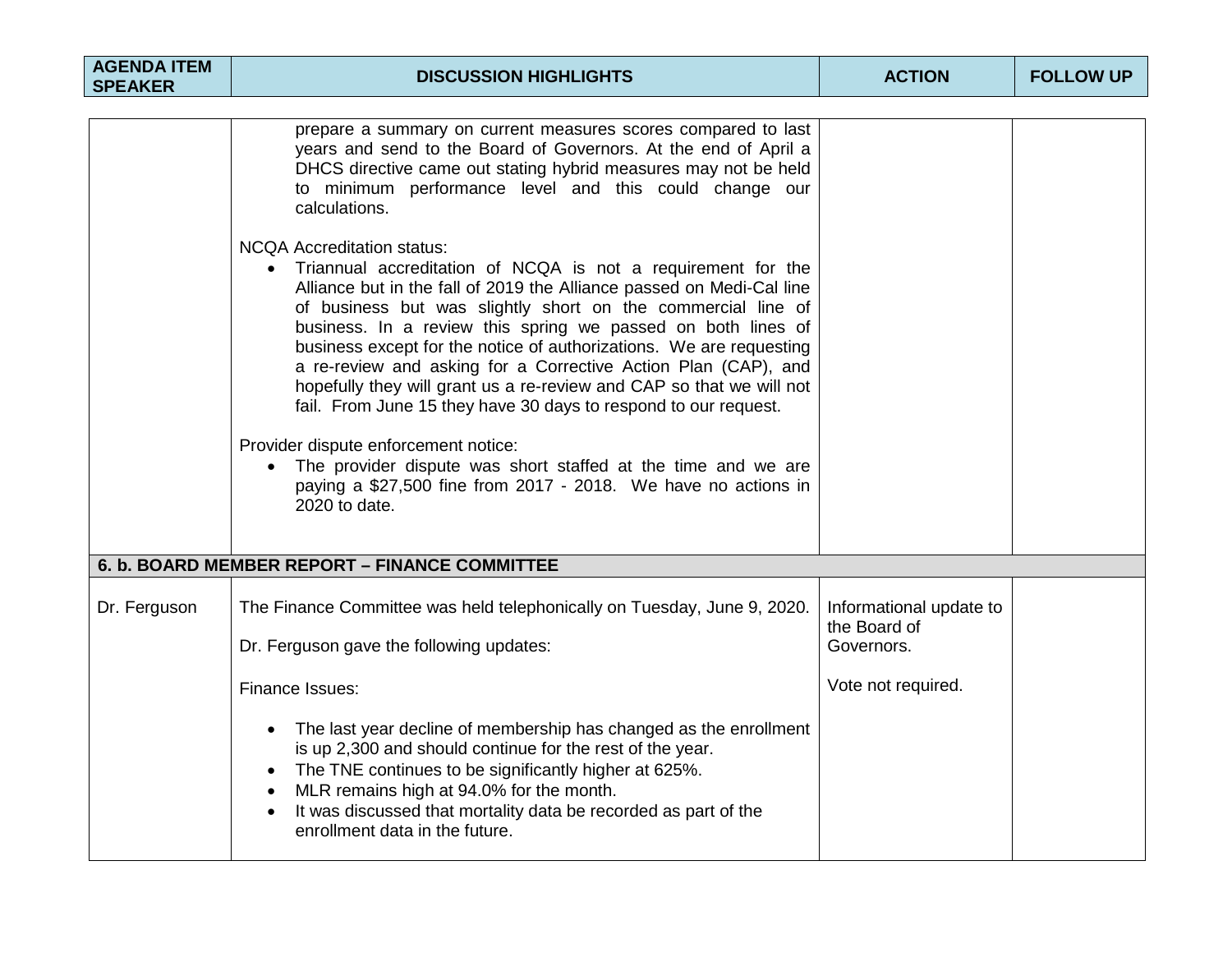| AGENDA ITEM SPEAKER | DISCUSSION HIGHLIGHTS | ACTION | FOLLOW UP |
|---|---|---|---|
| | prepare a summary on current measures scores compared to last years and send to the Board of Governors. At the end of April a DHCS directive came out stating hybrid measures may not be held to minimum performance level and this could change our calculations.<br><br>NCQA Accreditation status:<br>• Triannual accreditation of NCQA is not a requirement for the Alliance but in the fall of 2019 the Alliance passed on Medi-Cal line of business but was slightly short on the commercial line of business. In a review this spring we passed on both lines of business except for the notice of authorizations. We are requesting a re-review and asking for a Corrective Action Plan (CAP), and hopefully they will grant us a re-review and CAP so that we will not fail. From June 15 they have 30 days to respond to our request.<br><br>Provider dispute enforcement notice:<br>• The provider dispute was short staffed at the time and we are paying a $27,500 fine from 2017 - 2018. We have no actions in 2020 to date. | | |
| **6. b. BOARD MEMBER REPORT – FINANCE COMMITTEE** | | | |
| Dr. Ferguson | The Finance Committee was held telephonically on Tuesday, June 9, 2020.<br><br>Dr. Ferguson gave the following updates:<br><br>Finance Issues:<br><br>• The last year decline of membership has changed as the enrollment is up 2,300 and should continue for the rest of the year.<br>• The TNE continues to be significantly higher at 625%.<br>• MLR remains high at 94.0% for the month.<br>• It was discussed that mortality data be recorded as part of the enrollment data in the future. | Informational update to the Board of Governors.<br><br>Vote not required. | |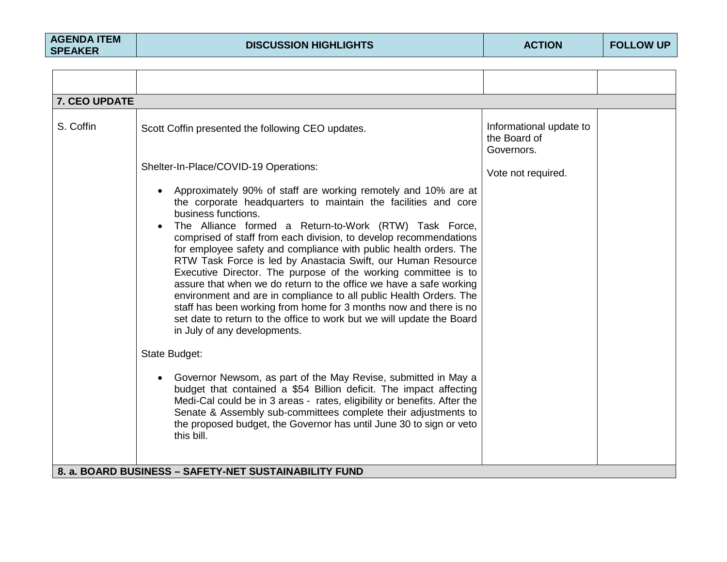| AGENDA ITEM SPEAKER | DISCUSSION HIGHLIGHTS | ACTION | FOLLOW UP |
|---|---|---|---|
| | | | |
| **7. CEO UPDATE** | | | |
| S. Coffin | Scott Coffin presented the following CEO updates.<br><br>Shelter-In-Place/COVID-19 Operations:<br><br>• Approximately 90% of staff are working remotely and 10% are at the corporate headquarters to maintain the facilities and core business functions.<br>• The Alliance formed a Return-to-Work (RTW) Task Force, comprised of staff from each division, to develop recommendations for employee safety and compliance with public health orders. The RTW Task Force is led by Anastacia Swift, our Human Resource Executive Director. The purpose of the working committee is to assure that when we do return to the office we have a safe working environment and are in compliance to all public Health Orders. The staff has been working from home for 3 months now and there is no set date to return to the office to work but we will update the Board in July of any developments.<br><br>State Budget:<br><br>• Governor Newsom, as part of the May Revise, submitted in May a budget that contained a $54 Billion deficit. The impact affecting Medi-Cal could be in 3 areas - rates, eligibility or benefits. After the Senate & Assembly sub-committees complete their adjustments to the proposed budget, the Governor has until June 30 to sign or veto this bill. | Informational update to the Board of Governors.<br><br>Vote not required. | |
| **8. a. BOARD BUSINESS – SAFETY-NET SUSTAINABILITY FUND** | | | |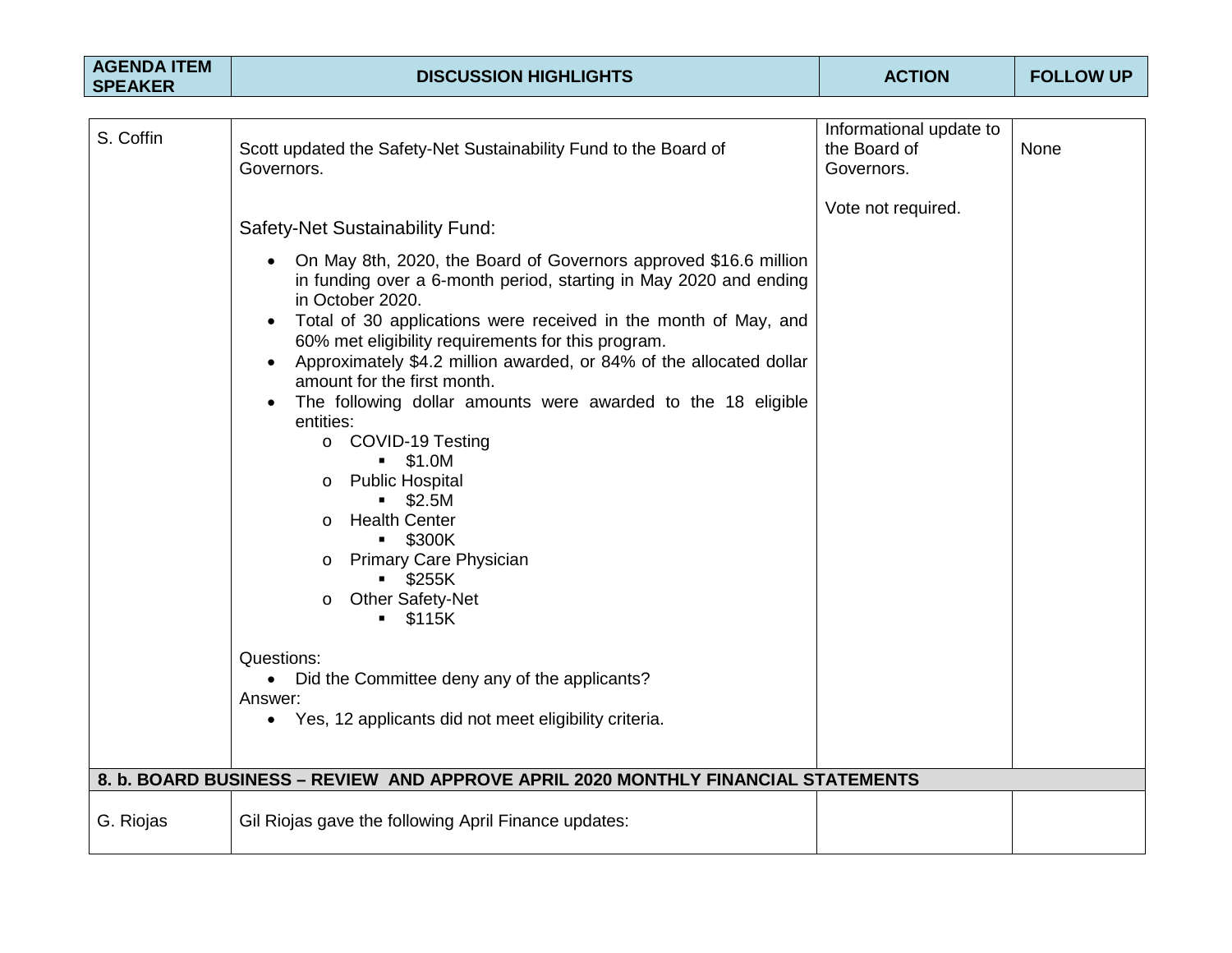| AGENDA ITEM SPEAKER | DISCUSSION HIGHLIGHTS | ACTION | FOLLOW UP |
|---|---|---|---|
| S. Coffin | Scott updated the Safety-Net Sustainability Fund to the Board of Governors.<br><br>Safety-Net Sustainability Fund:<br>• On May 8th, 2020, the Board of Governors approved $16.6 million in funding over a 6-month period, starting in May 2020 and ending in October 2020.<br>• Total of 30 applications were received in the month of May, and 60% met eligibility requirements for this program.<br>• Approximately $4.2 million awarded, or 84% of the allocated dollar amount for the first month.<br>• The following dollar amounts were awarded to the 18 eligible entities:<br>&nbsp;&nbsp;o COVID-19 Testing<br>&nbsp;&nbsp;&nbsp;&nbsp;▪ $1.0M<br>&nbsp;&nbsp;o Public Hospital<br>&nbsp;&nbsp;&nbsp;&nbsp;▪ $2.5M<br>&nbsp;&nbsp;o Health Center<br>&nbsp;&nbsp;&nbsp;&nbsp;▪ $300K<br>&nbsp;&nbsp;o Primary Care Physician<br>&nbsp;&nbsp;&nbsp;&nbsp;▪ $255K<br>&nbsp;&nbsp;o Other Safety-Net<br>&nbsp;&nbsp;&nbsp;&nbsp;▪ $115K<br><br>Questions:<br>• Did the Committee deny any of the applicants?<br>Answer:<br>• Yes, 12 applicants did not meet eligibility criteria. | Informational update to the Board of Governors.<br><br>Vote not required. | None |
| **8. b. BOARD BUSINESS – REVIEW AND APPROVE APRIL 2020 MONTHLY FINANCIAL STATEMENTS** | | | |
| G. Riojas | Gil Riojas gave the following April Finance updates: | | |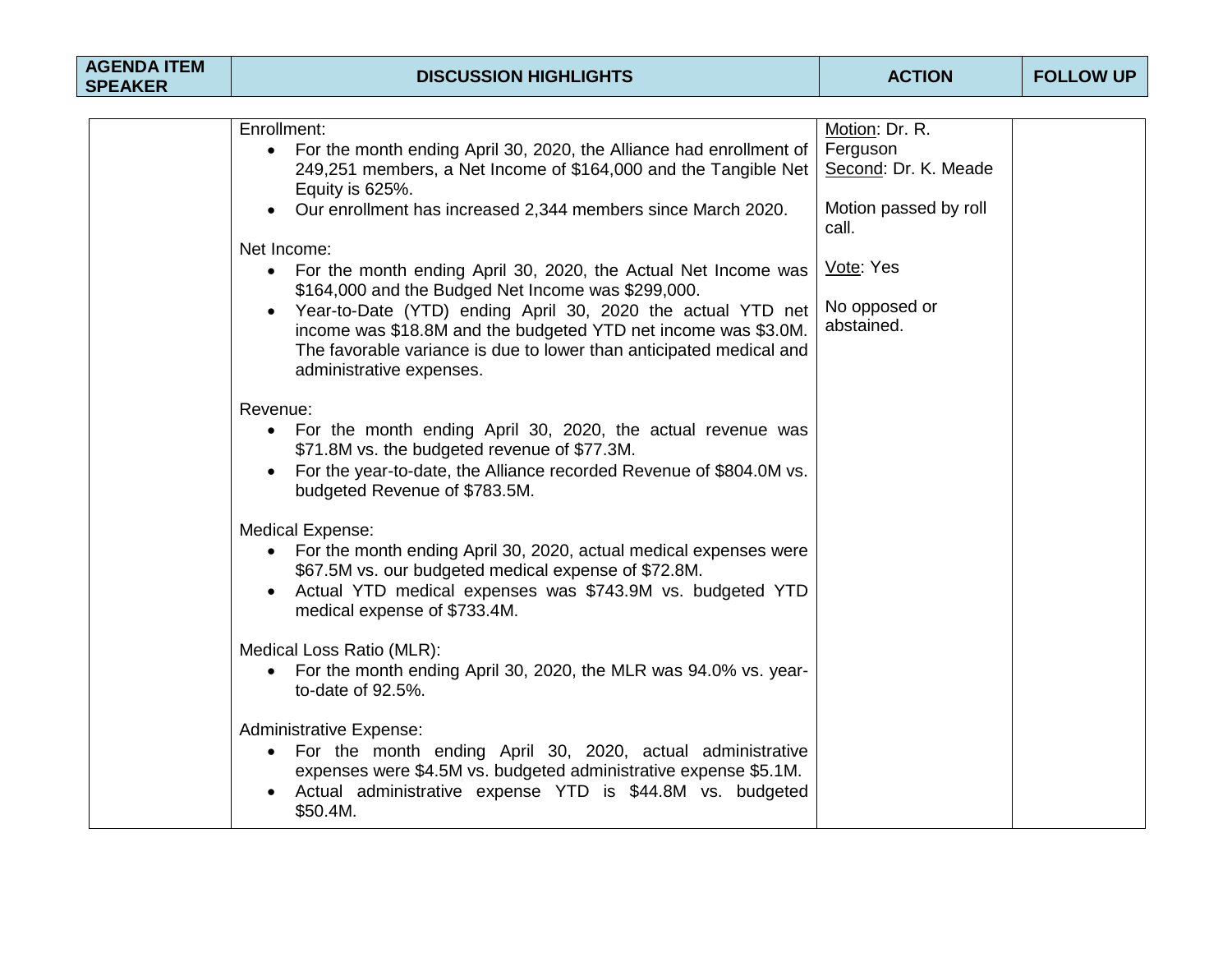| AGENDA ITEM SPEAKER | DISCUSSION HIGHLIGHTS | ACTION | FOLLOW UP |
|---|---|---|---|
| | Enrollment:<br>• For the month ending April 30, 2020, the Alliance had enrollment of 249,251 members, a Net Income of $164,000 and the Tangible Net Equity is 625%.<br>• Our enrollment has increased 2,344 members since March 2020.<br><br>Net Income:<br>• For the month ending April 30, 2020, the Actual Net Income was $164,000 and the Budged Net Income was $299,000.<br>• Year-to-Date (YTD) ending April 30, 2020 the actual YTD net income was $18.8M and the budgeted YTD net income was $3.0M. The favorable variance is due to lower than anticipated medical and administrative expenses.<br><br>Revenue:<br>• For the month ending April 30, 2020, the actual revenue was $71.8M vs. the budgeted revenue of $77.3M.<br>• For the year-to-date, the Alliance recorded Revenue of $804.0M vs. budgeted Revenue of $783.5M.<br><br>Medical Expense:<br>• For the month ending April 30, 2020, actual medical expenses were $67.5M vs. our budgeted medical expense of $72.8M.<br>• Actual YTD medical expenses was $743.9M vs. budgeted YTD medical expense of $733.4M.<br><br>Medical Loss Ratio (MLR):<br>• For the month ending April 30, 2020, the MLR was 94.0% vs. year-to-date of 92.5%.<br><br>Administrative Expense:<br>• For the month ending April 30, 2020, actual administrative expenses were $4.5M vs. budgeted administrative expense $5.1M.<br>• Actual administrative expense YTD is $44.8M vs. budgeted $50.4M. | Motion: Dr. R. Ferguson<br>Second: Dr. K. Meade<br><br>Motion passed by roll call.<br><br>Vote: Yes<br><br>No opposed or abstained. | |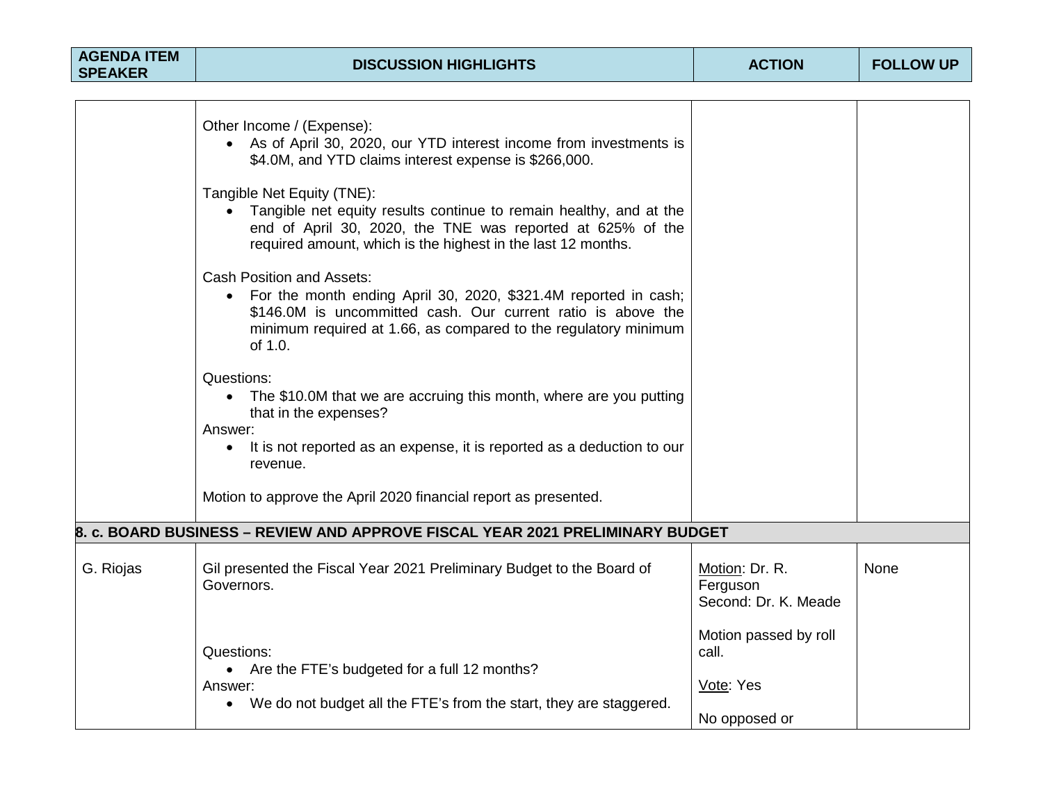| AGENDA ITEM SPEAKER | DISCUSSION HIGHLIGHTS | ACTION | FOLLOW UP |
|---|---|---|---|
| | Other Income / (Expense):<br>• As of April 30, 2020, our YTD interest income from investments is $4.0M, and YTD claims interest expense is $266,000.<br><br>Tangible Net Equity (TNE):<br>• Tangible net equity results continue to remain healthy, and at the end of April 30, 2020, the TNE was reported at 625% of the required amount, which is the highest in the last 12 months.<br><br>Cash Position and Assets:<br>• For the month ending April 30, 2020, $321.4M reported in cash; $146.0M is uncommitted cash. Our current ratio is above the minimum required at 1.66, as compared to the regulatory minimum of 1.0.<br><br>Questions:<br>• The $10.0M that we are accruing this month, where are you putting that in the expenses?<br>Answer:<br>• It is not reported as an expense, it is reported as a deduction to our revenue.<br><br>Motion to approve the April 2020 financial report as presented. | | |
| **8. c. BOARD BUSINESS – REVIEW AND APPROVE FISCAL YEAR 2021 PRELIMINARY BUDGET** | | | |
| G. Riojas | Gil presented the Fiscal Year 2021 Preliminary Budget to the Board of Governors.<br><br>Questions:<br>• Are the FTE's budgeted for a full 12 months?<br>Answer:<br>• We do not budget all the FTE's from the start, they are staggered. | Motion: Dr. R. Ferguson<br>Second: Dr. K. Meade<br><br>Motion passed by roll call.<br><br>Vote: Yes<br><br>No opposed or | None |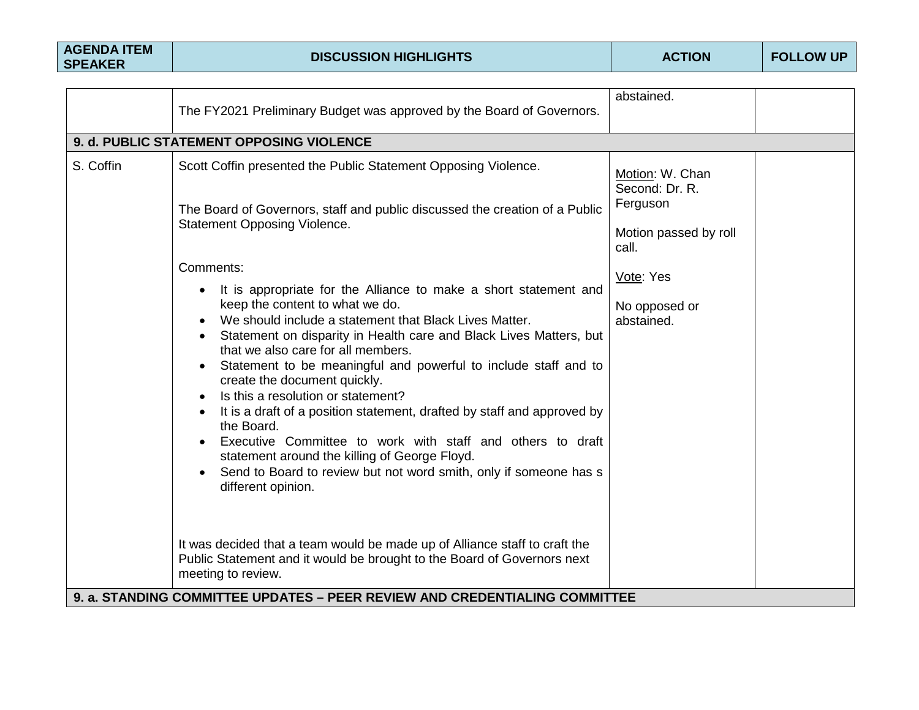| AGENDA ITEM SPEAKER | DISCUSSION HIGHLIGHTS | ACTION | FOLLOW UP |
|---|---|---|---|
| | The FY2021 Preliminary Budget was approved by the Board of Governors. | abstained. | |
| **9. d. PUBLIC STATEMENT OPPOSING VIOLENCE** | | | |
| S. Coffin | Scott Coffin presented the Public Statement Opposing Violence.<br><br>The Board of Governors, staff and public discussed the creation of a Public Statement Opposing Violence.<br><br>Comments:<br>• It is appropriate for the Alliance to make a short statement and keep the content to what we do.<br>• We should include a statement that Black Lives Matter.<br>• Statement on disparity in Health care and Black Lives Matters, but that we also care for all members.<br>• Statement to be meaningful and powerful to include staff and to create the document quickly.<br>• Is this a resolution or statement?<br>• It is a draft of a position statement, drafted by staff and approved by the Board.<br>• Executive Committee to work with staff and others to draft statement around the killing of George Floyd.<br>• Send to Board to review but not word smith, only if someone has s different opinion.<br><br>It was decided that a team would be made up of Alliance staff to craft the Public Statement and it would be brought to the Board of Governors next meeting to review. | Motion: W. Chan<br>Second: Dr. R. Ferguson<br><br>Motion passed by roll call.<br><br>Vote: Yes<br><br>No opposed or abstained. | |
| **9. a. STANDING COMMITTEE UPDATES – PEER REVIEW AND CREDENTIALING COMMITTEE** | | | |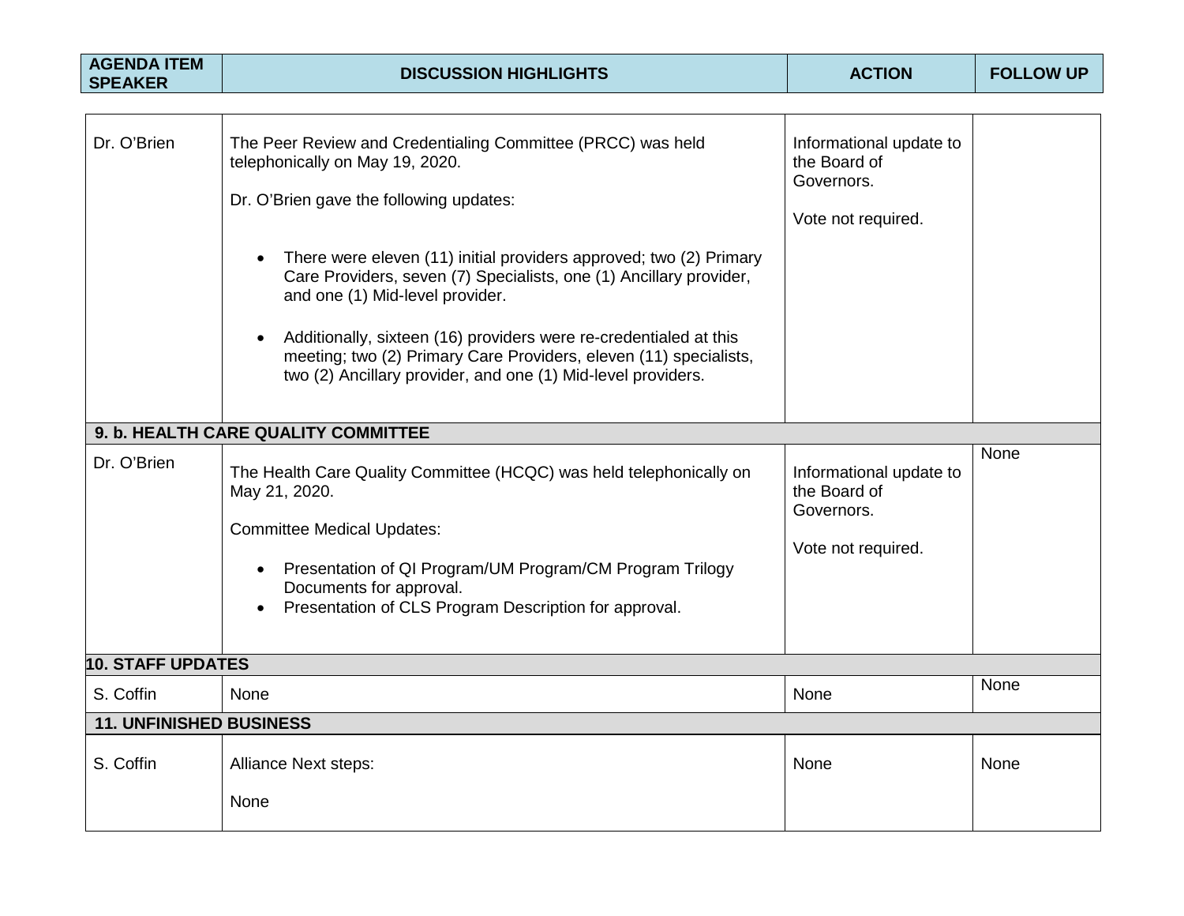| AGENDA ITEM SPEAKER | DISCUSSION HIGHLIGHTS | ACTION | FOLLOW UP |
|---|---|---|---|
| Dr. O'Brien | The Peer Review and Credentialing Committee (PRCC) was held telephonically on May 19, 2020.<br><br>Dr. O'Brien gave the following updates:<br><br>• There were eleven (11) initial providers approved; two (2) Primary Care Providers, seven (7) Specialists, one (1) Ancillary provider, and one (1) Mid-level provider.<br><br>• Additionally, sixteen (16) providers were re-credentialed at this meeting; two (2) Primary Care Providers, eleven (11) specialists, two (2) Ancillary provider, and one (1) Mid-level providers. | Informational update to the Board of Governors.<br><br>Vote not required. | |
| **9. b. HEALTH CARE QUALITY COMMITTEE** | | | |
| Dr. O'Brien | The Health Care Quality Committee (HCQC) was held telephonically on May 21, 2020.<br><br>Committee Medical Updates:<br><br>• Presentation of QI Program/UM Program/CM Program Trilogy Documents for approval.<br>• Presentation of CLS Program Description for approval. | Informational update to the Board of Governors.<br><br>Vote not required. | None |
| **10. STAFF UPDATES** | | | |
| S. Coffin | None | None | None |
| **11. UNFINISHED BUSINESS** | | | |
| S. Coffin | Alliance Next steps:<br><br>None | None | None |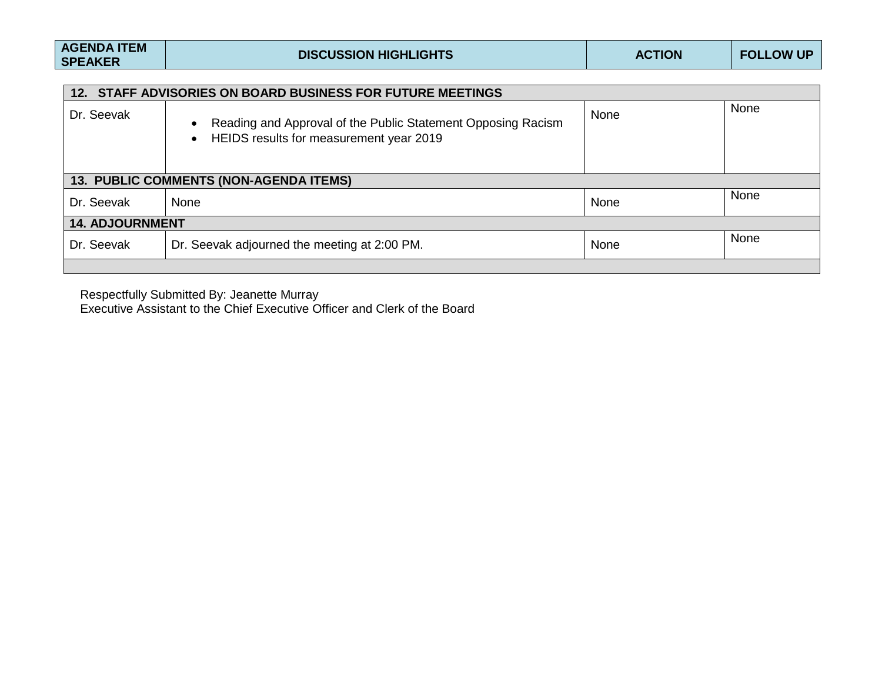| AGENDA ITEM SPEAKER | DISCUSSION HIGHLIGHTS | ACTION | FOLLOW UP |
|---|---|---|---|
| **12. STAFF ADVISORIES ON BOARD BUSINESS FOR FUTURE MEETINGS** | | | |
| Dr. Seevak | • Reading and Approval of the Public Statement Opposing Racism<br>• HEIDS results for measurement year 2019 | None | None |
| **13. PUBLIC COMMENTS (NON-AGENDA ITEMS)** | | | |
| Dr. Seevak | None | None | None |
| **14. ADJOURNMENT** | | | |
| Dr. Seevak | Dr. Seevak adjourned the meeting at 2:00 PM. | None | None |

Respectfully Submitted By: Jeanette Murray
Executive Assistant to the Chief Executive Officer and Clerk of the Board